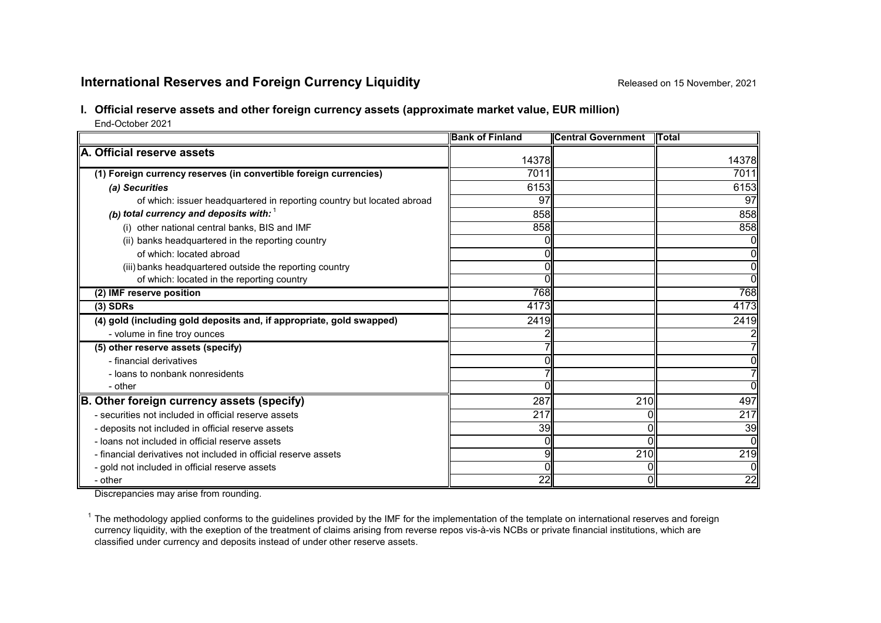## International Reserves and Foreign Currency Liquidity

Released on 15 November, 2021

### I. Official reserve assets and other foreign currency assets (approximate market value, EUR million)

End-October 2021

| | Bank of Finland | Central Government | Total |
|---|---|---|---|
| **A. Official reserve assets** | 14378 | | 14378 |
| **(1) Foreign currency reserves (in convertible foreign currencies)** | 7011 | | 7011 |
| ***(a) Securities*** | 6153 | | 6153 |
| of which: issuer headquartered in reporting country but located abroad | 97 | | 97 |
| ***(b) total currency and deposits with:*** [1] | 858 | | 858 |
| (i) other national central banks, BIS and IMF | 858 | | 858 |
| (ii) banks headquartered in the reporting country | 0 | | 0 |
| of which: located abroad | 0 | | 0 |
| (iii) banks headquartered outside the reporting country | 0 | | 0 |
| of which: located in the reporting country | 0 | | 0 |
| **(2) IMF reserve position** | 768 | | 768 |
| **(3) SDRs** | 4173 | | 4173 |
| **(4) gold (including gold deposits and, if appropriate, gold swapped)** | 2419 | | 2419 |
| - volume in fine troy ounces | 2 | | 2 |
| **(5) other reserve assets (specify)** | 7 | | 7 |
| - financial derivatives | 0 | | 0 |
| - loans to nonbank nonresidents | 7 | | 7 |
| - other | 0 | | 0 |
| **B. Other foreign currency assets (specify)** | 287 | 210 | 497 |
| - securities not included in official reserve assets | 217 | 0 | 217 |
| - deposits not included in official reserve assets | 39 | 0 | 39 |
| - loans not included in official reserve assets | 0 | 0 | 0 |
| - financial derivatives not included in official reserve assets | 9 | 210 | 219 |
| - gold not included in official reserve assets | 0 | 0 | 0 |
| - other | 22 | 0 | 22 |

Discrepancies may arise from rounding.

[1] The methodology applied conforms to the guidelines provided by the IMF for the implementation of the template on international reserves and foreign currency liquidity, with the exeption of the treatment of claims arising from reverse repos vis-à-vis NCBs or private financial institutions, which are classified under currency and deposits instead of under other reserve assets.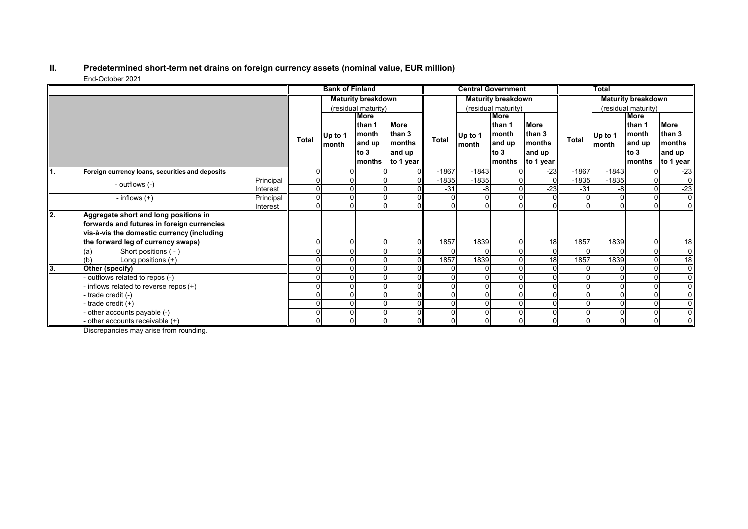## II. Predetermined short-term net drains on foreign currency assets (nominal value, EUR million)

End-October 2021

| | | Bank of Finland | | | | Central Government | | | | Total | | | |
|---|---|---|---|---|---|---|---|---|---|---|---|---|---|
| | | | Maturity breakdown (residual maturity) | | | | Maturity breakdown (residual maturity) | | | | Maturity breakdown (residual maturity) | | |
| | | Total | Up to 1 month | More than 1 month and up to 3 months | More than 3 months and up to 1 year | Total | Up to 1 month | More than 1 month and up to 3 months | More than 3 months and up to 1 year | Total | Up to 1 month | More than 1 month and up to 3 months | More than 3 months and up to 1 year |
| **1. Foreign currency loans, securities and deposits** | | 0 | 0 | 0 | 0 | -1867 | -1843 | 0 | -23 | -1867 | -1843 | 0 | -23 |
| - outflows (-) | Principal | 0 | 0 | 0 | 0 | -1835 | -1835 | 0 | 0 | -1835 | -1835 | 0 | 0 |
| | Interest | 0 | 0 | 0 | 0 | -31 | -8 | 0 | -23 | -31 | -8 | 0 | -23 |
| - inflows (+) | Principal | 0 | 0 | 0 | 0 | 0 | 0 | 0 | 0 | 0 | 0 | 0 | 0 |
| | Interest | 0 | 0 | 0 | 0 | 0 | 0 | 0 | 0 | 0 | 0 | 0 | 0 |
| **2. Aggregate short and long positions in forwards and futures in foreign currencies vis-à-vis the domestic currency (including the forward leg of currency swaps)** | | 0 | 0 | 0 | 0 | 1857 | 1839 | 0 | 18 | 1857 | 1839 | 0 | 18 |
| (a) Short positions ( - ) | | 0 | 0 | 0 | 0 | 0 | 0 | 0 | 0 | 0 | 0 | 0 | 0 |
| (b) Long positions (+) | | 0 | 0 | 0 | 0 | 1857 | 1839 | 0 | 18 | 1857 | 1839 | 0 | 18 |
| **3. Other (specify)** | | 0 | 0 | 0 | 0 | 0 | 0 | 0 | 0 | 0 | 0 | 0 | 0 |
| - outflows related to repos (-) | | 0 | 0 | 0 | 0 | 0 | 0 | 0 | 0 | 0 | 0 | 0 | 0 |
| - inflows related to reverse repos (+) | | 0 | 0 | 0 | 0 | 0 | 0 | 0 | 0 | 0 | 0 | 0 | 0 |
| - trade credit (-) | | 0 | 0 | 0 | 0 | 0 | 0 | 0 | 0 | 0 | 0 | 0 | 0 |
| - trade credit (+) | | 0 | 0 | 0 | 0 | 0 | 0 | 0 | 0 | 0 | 0 | 0 | 0 |
| - other accounts payable (-) | | 0 | 0 | 0 | 0 | 0 | 0 | 0 | 0 | 0 | 0 | 0 | 0 |
| - other accounts receivable (+) | | 0 | 0 | 0 | 0 | 0 | 0 | 0 | 0 | 0 | 0 | 0 | 0 |

Discrepancies may arise from rounding.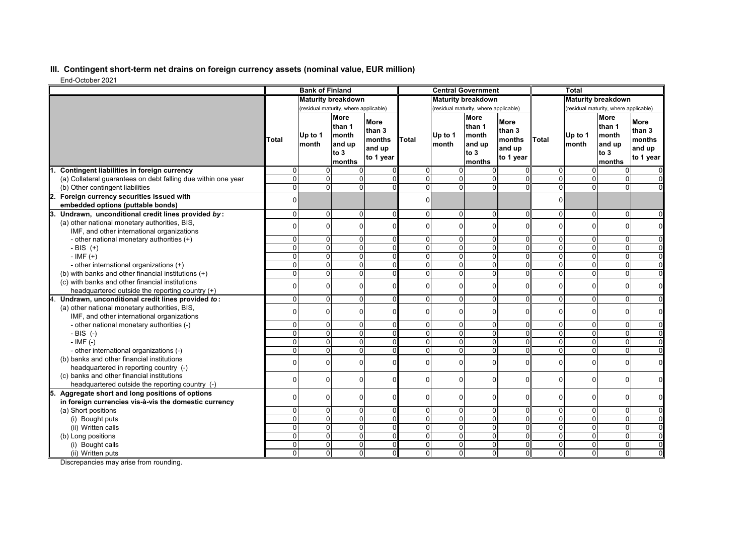## III. Contingent short-term net drains on foreign currency assets (nominal value, EUR million)

End-October 2021

| | Bank of Finland | | | | Central Government | | | | Total | | | |
|---|---|---|---|---|---|---|---|---|---|---|---|---|
| | | Maturity breakdown (residual maturity, where applicable) | | | | Maturity breakdown (residual maturity, where applicable) | | | | Maturity breakdown (residual maturity, where applicable) | | |
| | Total | Up to 1 month | More than 1 month and up to 3 months | More than 3 months and up to 1 year | Total | Up to 1 month | More than 1 month and up to 3 months | More than 3 months and up to 1 year | Total | Up to 1 month | More than 1 month and up to 3 months | More than 3 months and up to 1 year |
| **1. Contingent liabilities in foreign currency** | 0 | 0 | 0 | 0 | 0 | 0 | 0 | 0 | 0 | 0 | 0 | 0 |
| (a) Collateral guarantees on debt falling due within one year | 0 | 0 | 0 | 0 | 0 | 0 | 0 | 0 | 0 | 0 | 0 | 0 |
| (b) Other contingent liabilities | 0 | 0 | 0 | 0 | 0 | 0 | 0 | 0 | 0 | 0 | 0 | 0 |
| **2. Foreign currency securities issued with embedded options (puttable bonds)** | 0 | | | | 0 | | | | 0 | | | |
| **3. Undrawn, unconditional credit lines provided *by*:** | 0 | 0 | 0 | 0 | 0 | 0 | 0 | 0 | 0 | 0 | 0 | 0 |
| (a) other national monetary authorities, BIS, IMF, and other international organizations | 0 | 0 | 0 | 0 | 0 | 0 | 0 | 0 | 0 | 0 | 0 | 0 |
| - other national monetary authorities (+) | 0 | 0 | 0 | 0 | 0 | 0 | 0 | 0 | 0 | 0 | 0 | 0 |
| - BIS (+) | 0 | 0 | 0 | 0 | 0 | 0 | 0 | 0 | 0 | 0 | 0 | 0 |
| - IMF (+) | 0 | 0 | 0 | 0 | 0 | 0 | 0 | 0 | 0 | 0 | 0 | 0 |
| - other international organizations (+) | 0 | 0 | 0 | 0 | 0 | 0 | 0 | 0 | 0 | 0 | 0 | 0 |
| (b) with banks and other financial institutions (+) | 0 | 0 | 0 | 0 | 0 | 0 | 0 | 0 | 0 | 0 | 0 | 0 |
| (c) with banks and other financial institutions headquartered outside the reporting country (+) | 0 | 0 | 0 | 0 | 0 | 0 | 0 | 0 | 0 | 0 | 0 | 0 |
| **4. Undrawn, unconditional credit lines provided *to*:** | 0 | 0 | 0 | 0 | 0 | 0 | 0 | 0 | 0 | 0 | 0 | 0 |
| (a) other national monetary authorities, BIS, IMF, and other international organizations | 0 | 0 | 0 | 0 | 0 | 0 | 0 | 0 | 0 | 0 | 0 | 0 |
| - other national monetary authorities (-) | 0 | 0 | 0 | 0 | 0 | 0 | 0 | 0 | 0 | 0 | 0 | 0 |
| - BIS (-) | 0 | 0 | 0 | 0 | 0 | 0 | 0 | 0 | 0 | 0 | 0 | 0 |
| - IMF (-) | 0 | 0 | 0 | 0 | 0 | 0 | 0 | 0 | 0 | 0 | 0 | 0 |
| - other international organizations (-) | 0 | 0 | 0 | 0 | 0 | 0 | 0 | 0 | 0 | 0 | 0 | 0 |
| (b) banks and other financial institutions headquartered in reporting country (-) | 0 | 0 | 0 | 0 | 0 | 0 | 0 | 0 | 0 | 0 | 0 | 0 |
| (c) banks and other financial institutions headquartered outside the reporting country (-) | 0 | 0 | 0 | 0 | 0 | 0 | 0 | 0 | 0 | 0 | 0 | 0 |
| **5. Aggregate short and long positions of options in foreign currencies vis-à-vis the domestic currency** | 0 | 0 | 0 | 0 | 0 | 0 | 0 | 0 | 0 | 0 | 0 | 0 |
| (a) Short positions | 0 | 0 | 0 | 0 | 0 | 0 | 0 | 0 | 0 | 0 | 0 | 0 |
| (i) Bought puts | 0 | 0 | 0 | 0 | 0 | 0 | 0 | 0 | 0 | 0 | 0 | 0 |
| (ii) Written calls | 0 | 0 | 0 | 0 | 0 | 0 | 0 | 0 | 0 | 0 | 0 | 0 |
| (b) Long positions | 0 | 0 | 0 | 0 | 0 | 0 | 0 | 0 | 0 | 0 | 0 | 0 |
| (i) Bought calls | 0 | 0 | 0 | 0 | 0 | 0 | 0 | 0 | 0 | 0 | 0 | 0 |
| (ii) Written puts | 0 | 0 | 0 | 0 | 0 | 0 | 0 | 0 | 0 | 0 | 0 | 0 |

Discrepancies may arise from rounding.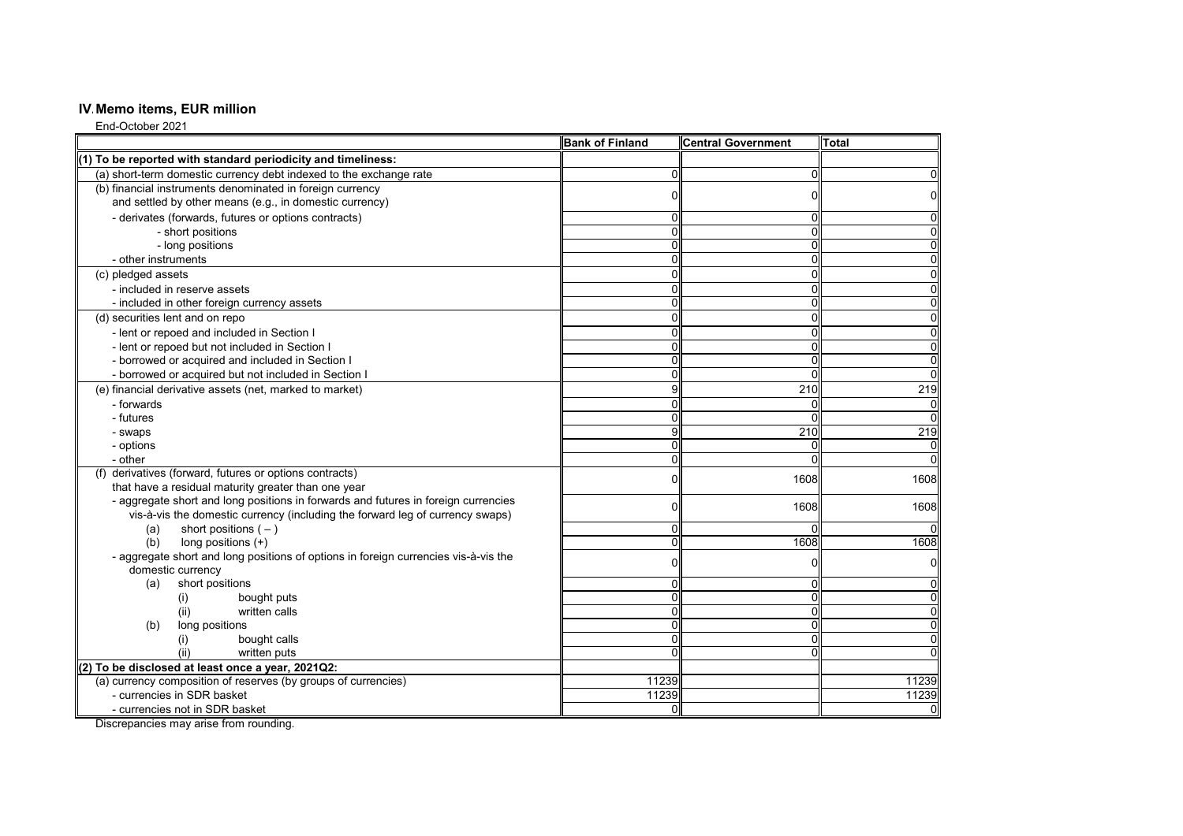## IV. Memo items, EUR million

End-October 2021

| | Bank of Finland | Central Government | Total |
|---|---|---|---|
| **(1) To be reported with standard periodicity and timeliness:** | | | |
| (a) short-term domestic currency debt indexed to the exchange rate | 0 | 0 | 0 |
| (b) financial instruments denominated in foreign currency and settled by other means (e.g., in domestic currency) | 0 | 0 | 0 |
| - derivates (forwards, futures or options contracts) | 0 | 0 | 0 |
| - short positions | 0 | 0 | 0 |
| - long positions | 0 | 0 | 0 |
| - other instruments | 0 | 0 | 0 |
| (c) pledged assets | 0 | 0 | 0 |
| - included in reserve assets | 0 | 0 | 0 |
| - included in other foreign currency assets | 0 | 0 | 0 |
| (d) securities lent and on repo | 0 | 0 | 0 |
| - lent or repoed and included in Section I | 0 | 0 | 0 |
| - lent or repoed but not included in Section I | 0 | 0 | 0 |
| - borrowed or acquired and included in Section I | 0 | 0 | 0 |
| - borrowed or acquired but not included in Section I | 0 | 0 | 0 |
| (e) financial derivative assets (net, marked to market) | 9 | 210 | 219 |
| - forwards | 0 | 0 | 0 |
| - futures | 0 | 0 | 0 |
| - swaps | 9 | 210 | 219 |
| - options | 0 | 0 | 0 |
| - other | 0 | 0 | 0 |
| (f) derivatives (forward, futures or options contracts) that have a residual maturity greater than one year | 0 | 1608 | 1608 |
| - aggregate short and long positions in forwards and futures in foreign currencies vis-à-vis the domestic currency (including the forward leg of currency swaps) | 0 | 1608 | 1608 |
| (a) short positions ( – ) | 0 | 0 | 0 |
| (b) long positions (+) | 0 | 1608 | 1608 |
| - aggregate short and long positions of options in foreign currencies vis-à-vis the domestic currency | 0 | 0 | 0 |
| (a) short positions | 0 | 0 | 0 |
| (i) bought puts | 0 | 0 | 0 |
| (ii) written calls | 0 | 0 | 0 |
| (b) long positions | 0 | 0 | 0 |
| (i) bought calls | 0 | 0 | 0 |
| (ii) written puts | 0 | 0 | 0 |
| **(2) To be disclosed at least once a year, 2021Q2:** | | | |
| (a) currency composition of reserves (by groups of currencies) | 11239 | | 11239 |
| - currencies in SDR basket | 11239 | | 11239 |
| - currencies not in SDR basket | 0 | | 0 |

Discrepancies may arise from rounding.